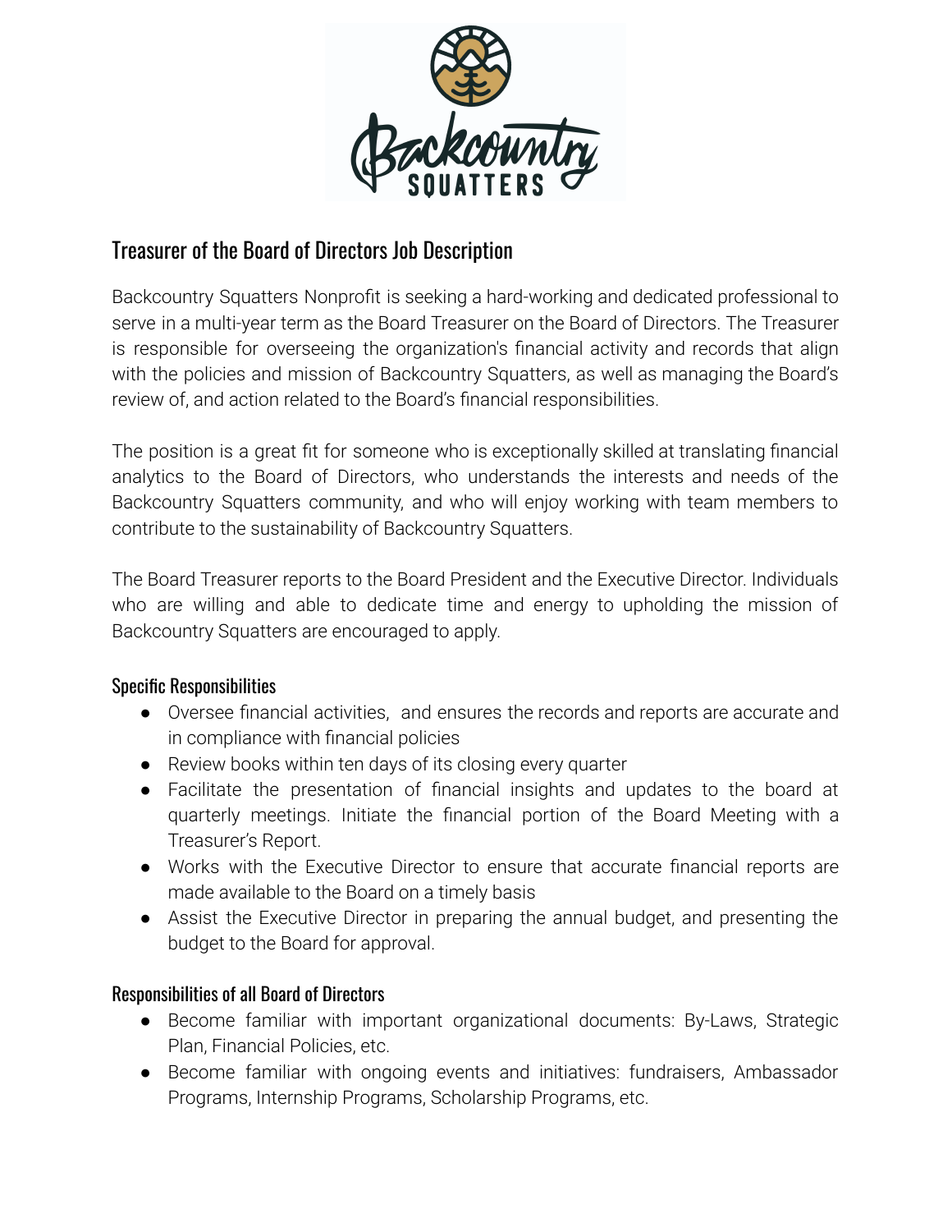# Treasurer of the Board of Directors Job Description

Backcountry Squatters Nonprofit is seeking a hard-working and dedicated professional to serve in a multi-year term as the Board Treasurer on the Board of Directors. The Treasurer is responsible for overseeing the organization's financial activity and records that align with the policies and mission of Backcountry Squatters, as well as managing the Board's review of, and action related to the Board's financial responsibilities.

The position is a great fit for someone who is exceptionally skilled at translating financial analytics to the Board of Directors, who understands the interests and needs of the Backcountry Squatters community, and who will enjoy working with team members to contribute to the sustainability of Backcountry Squatters.

The Board Treasurer reports to the Board President and the Executive Director. Individuals who are willing and able to dedicate time and energy to upholding the mission of Backcountry Squatters are encouraged to apply.

## Specific Responsibilities

- Oversee financial activities, and ensures the records and reports are accurate and in compliance with financial policies
- Review books within ten days of its closing every quarter
- Facilitate the presentation of financial insights and updates to the board at quarterly meetings. Initiate the financial portion of the Board Meeting with a Treasurer's Report.
- Works with the Executive Director to ensure that accurate financial reports are made available to the Board on a timely basis
- Assist the Executive Director in preparing the annual budget, and presenting the budget to the Board for approval.

## Responsibilities of all Board of Directors

- Become familiar with important organizational documents: By-Laws, Strategic Plan, Financial Policies, etc.
- Become familiar with ongoing events and initiatives: fundraisers, Ambassador Programs, Internship Programs, Scholarship Programs, etc.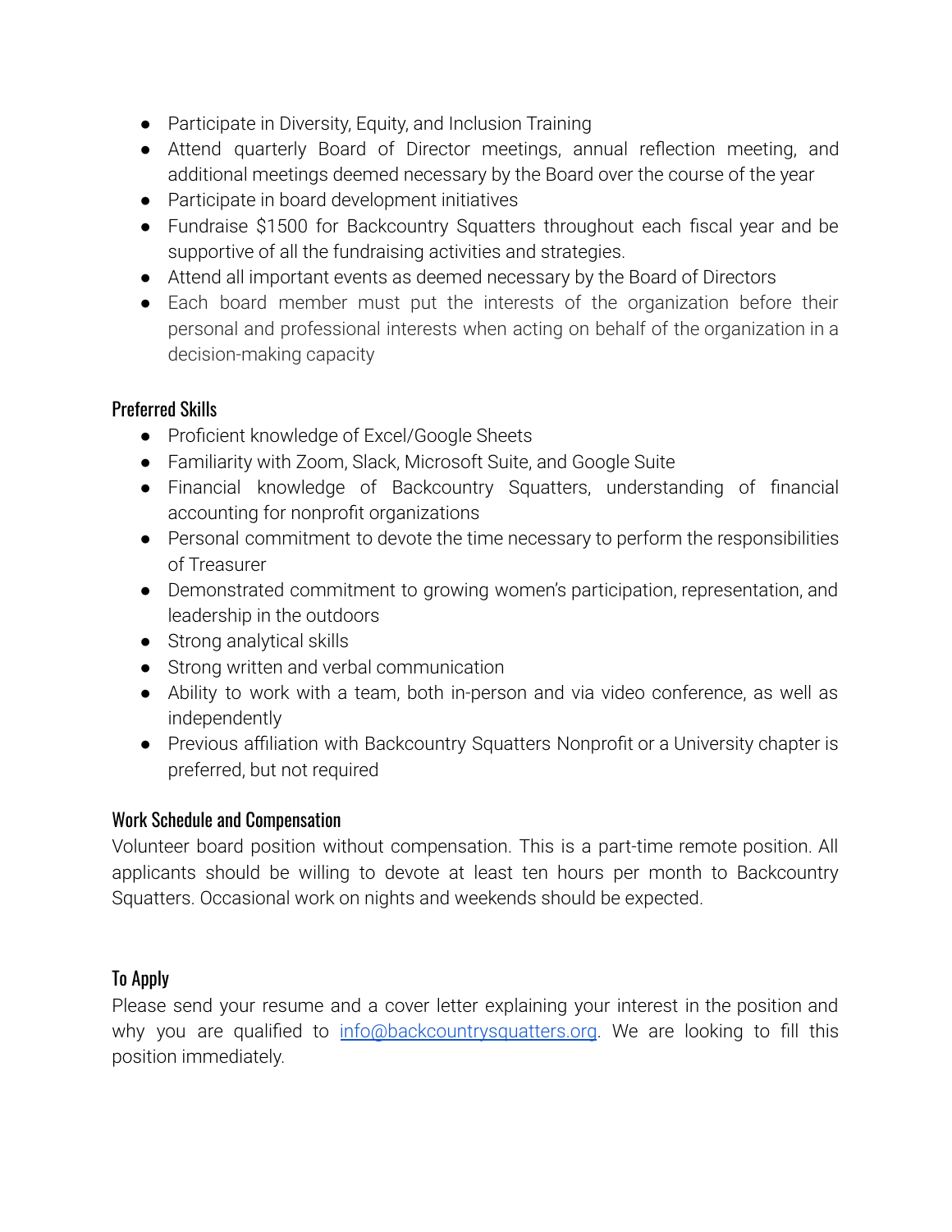- Participate in Diversity, Equity, and Inclusion Training
- Attend quarterly Board of Director meetings, annual reflection meeting, and additional meetings deemed necessary by the Board over the course of the year
- Participate in board development initiatives
- Fundraise $1500 for Backcountry Squatters throughout each fiscal year and be supportive of all the fundraising activities and strategies.
- Attend all important events as deemed necessary by the Board of Directors
- Each board member must put the interests of the organization before their personal and professional interests when acting on behalf of the organization in a decision-making capacity

### Preferred Skills

- Proficient knowledge of Excel/Google Sheets
- Familiarity with Zoom, Slack, Microsoft Suite, and Google Suite
- Financial knowledge of Backcountry Squatters, understanding of financial accounting for nonprofit organizations
- Personal commitment to devote the time necessary to perform the responsibilities of Treasurer
- Demonstrated commitment to growing women's participation, representation, and leadership in the outdoors
- Strong analytical skills
- Strong written and verbal communication
- Ability to work with a team, both in-person and via video conference, as well as independently
- Previous affiliation with Backcountry Squatters Nonprofit or a University chapter is preferred, but not required

### Work Schedule and Compensation

Volunteer board position without compensation. This is a part-time remote position. All applicants should be willing to devote at least ten hours per month to Backcountry Squatters. Occasional work on nights and weekends should be expected.

### To Apply

Please send your resume and a cover letter explaining your interest in the position and why you are qualified to [info@backcountrysquatters.org](mailto:info@backcountrysquatters.org). We are looking to fill this position immediately.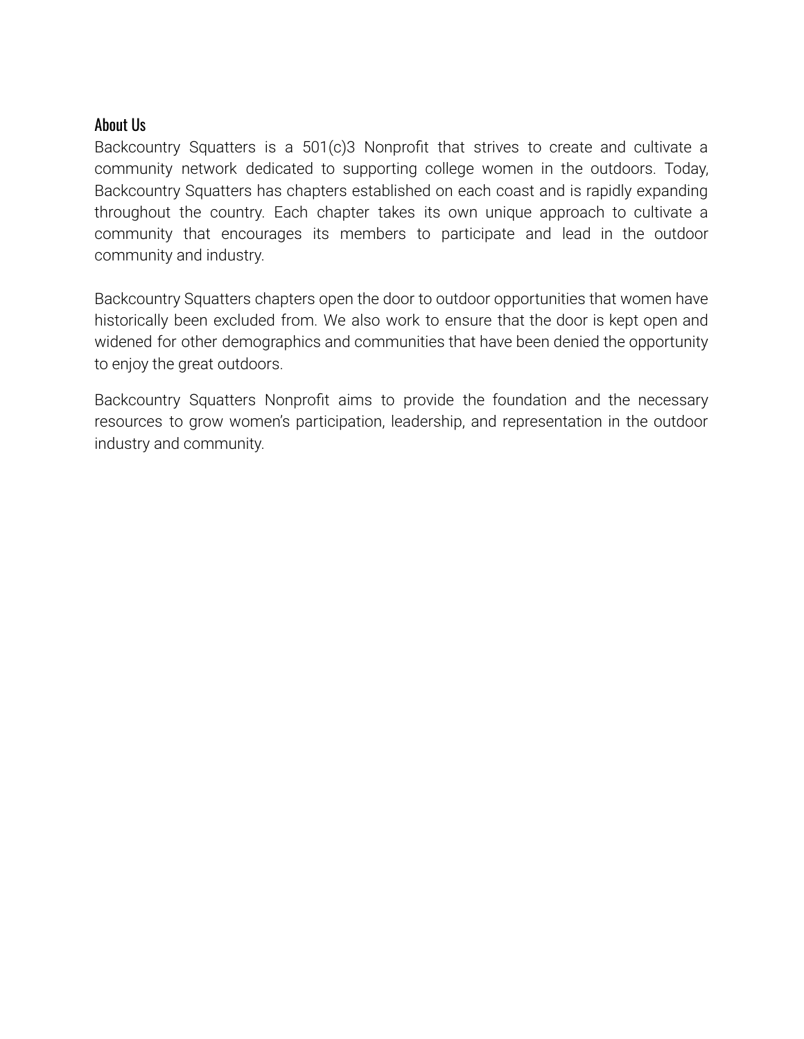## About Us

Backcountry Squatters is a 501(c)3 Nonprofit that strives to create and cultivate a community network dedicated to supporting college women in the outdoors. Today, Backcountry Squatters has chapters established on each coast and is rapidly expanding throughout the country. Each chapter takes its own unique approach to cultivate a community that encourages its members to participate and lead in the outdoor community and industry.

Backcountry Squatters chapters open the door to outdoor opportunities that women have historically been excluded from. We also work to ensure that the door is kept open and widened for other demographics and communities that have been denied the opportunity to enjoy the great outdoors.

Backcountry Squatters Nonprofit aims to provide the foundation and the necessary resources to grow women's participation, leadership, and representation in the outdoor industry and community.